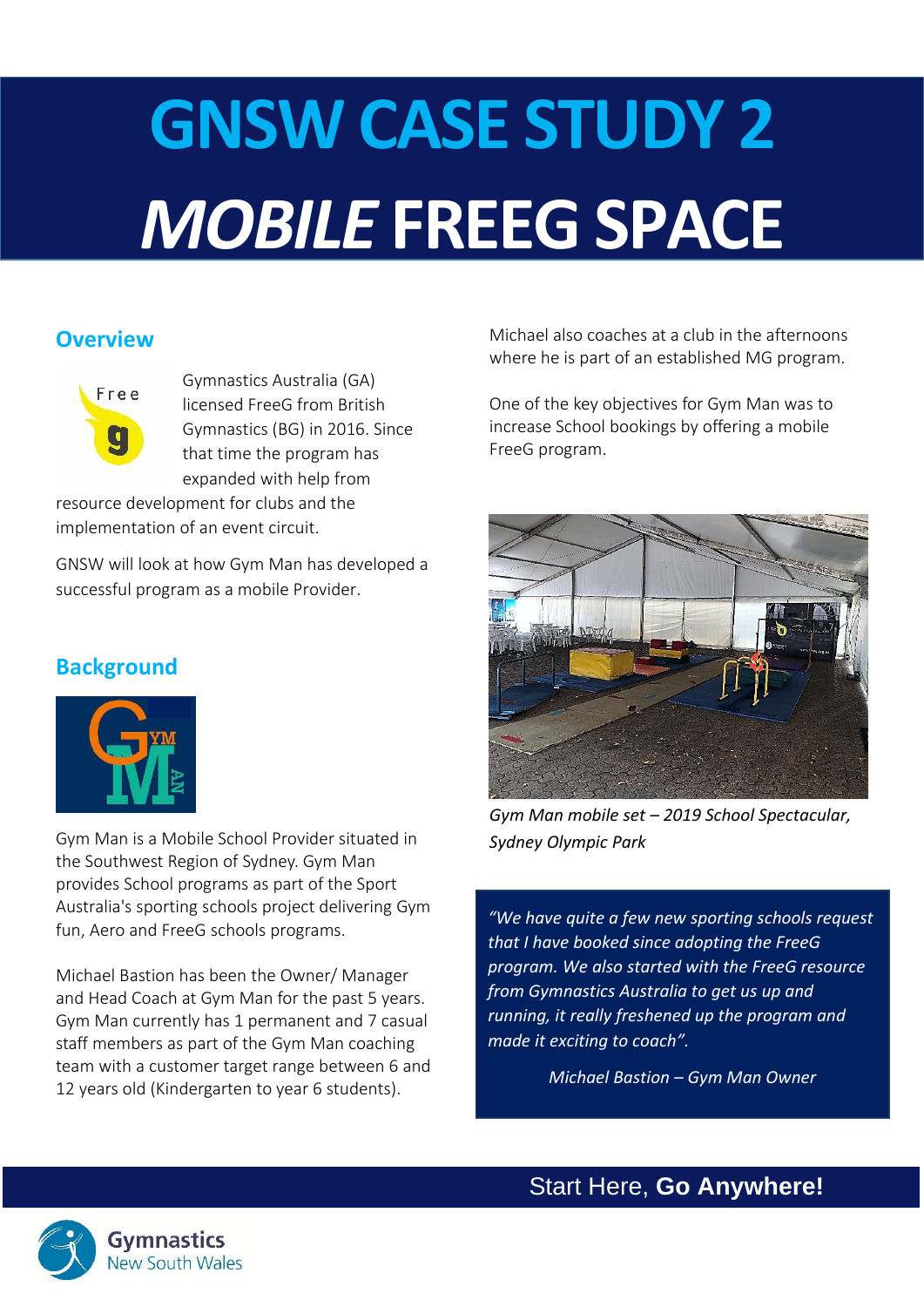# GNSW CASE STUDY 2
# *MOBILE* FREEG SPACE

## Overview

Gymnastics Australia (GA) licensed FreeG from British Gymnastics (BG) in 2016. Since that time the program has expanded with help from resource development for clubs and the implementation of an event circuit.

GNSW will look at how Gym Man has developed a successful program as a mobile Provider.

## Background

Gym Man is a Mobile School Provider situated in the Southwest Region of Sydney. Gym Man provides School programs as part of the Sport Australia's sporting schools project delivering Gym fun, Aero and FreeG schools programs.

Michael Bastion has been the Owner/ Manager and Head Coach at Gym Man for the past 5 years. Gym Man currently has 1 permanent and 7 casual staff members as part of the Gym Man coaching team with a customer target range between 6 and 12 years old (Kindergarten to year 6 students).

Michael also coaches at a club in the afternoons where he is part of an established MG program.

One of the key objectives for Gym Man was to increase School bookings by offering a mobile FreeG program.

*Gym Man mobile set – 2019 School Spectacular, Sydney Olympic Park*

> *"We have quite a few new sporting schools request that I have booked since adopting the FreeG program. We also started with the FreeG resource from Gymnastics Australia to get us up and running, it really freshened up the program and made it exciting to coach".*
>
> *Michael Bastion – Gym Man Owner*

Start Here, **Go Anywhere!**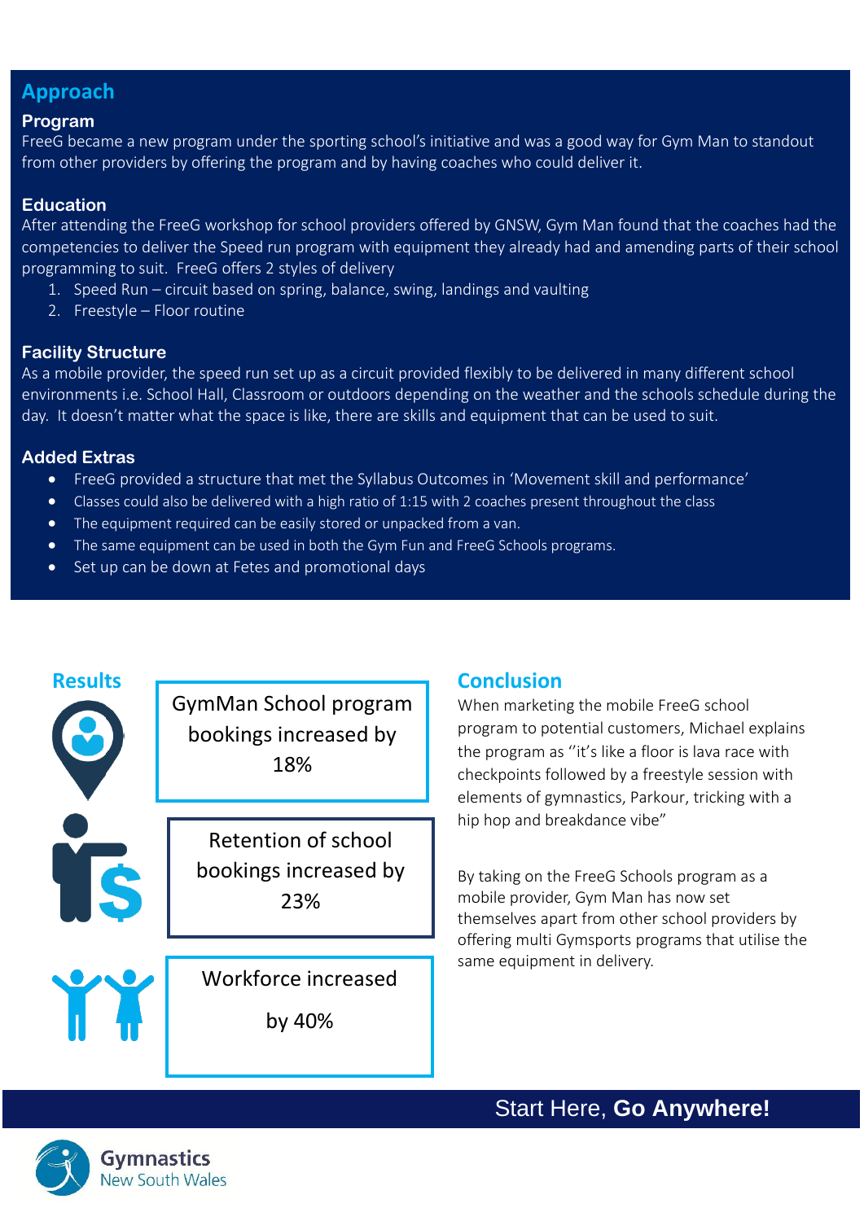## Approach

### Program

FreeG became a new program under the sporting school's initiative and was a good way for Gym Man to standout from other providers by offering the program and by having coaches who could deliver it.

### Education

After attending the FreeG workshop for school providers offered by GNSW, Gym Man found that the coaches had the competencies to deliver the Speed run program with equipment they already had and amending parts of their school programming to suit. FreeG offers 2 styles of delivery

1. Speed Run – circuit based on spring, balance, swing, landings and vaulting
2. Freestyle – Floor routine

### Facility Structure

As a mobile provider, the speed run set up as a circuit provided flexibly to be delivered in many different school environments i.e. School Hall, Classroom or outdoors depending on the weather and the schools schedule during the day. It doesn't matter what the space is like, there are skills and equipment that can be used to suit.

### Added Extras

- FreeG provided a structure that met the Syllabus Outcomes in 'Movement skill and performance'
- Classes could also be delivered with a high ratio of 1:15 with 2 coaches present throughout the class
- The equipment required can be easily stored or unpacked from a van.
- The same equipment can be used in both the Gym Fun and FreeG Schools programs.
- Set up can be down at Fetes and promotional days

## Results

GymMan School program bookings increased by 18%

Retention of school bookings increased by 23%

Workforce increased by 40%

## Conclusion

When marketing the mobile FreeG school program to potential customers, Michael explains the program as ''it's like a floor is lava race with checkpoints followed by a freestyle session with elements of gymnastics, Parkour, tricking with a hip hop and breakdance vibe"

By taking on the FreeG Schools program as a mobile provider, Gym Man has now set themselves apart from other school providers by offering multi Gymsports programs that utilise the same equipment in delivery.

Start Here, **Go Anywhere!**

Gymnastics New South Wales